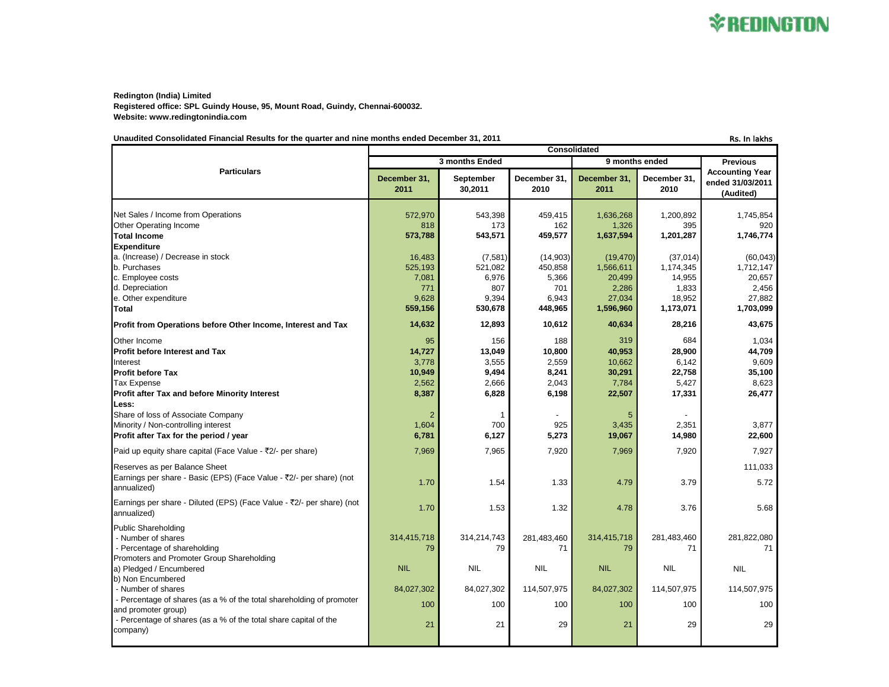**Redington (India) Limited**
**Registered office: SPL Guindy House, 95, Mount Road, Guindy, Chennai-600032.**
**Website: www.redingtonindia.com**

**Unaudited Consolidated Financial Results for the quarter and nine months ended December 31, 2011**

Rs. In lakhs

| Particulars | Consolidated | | | | | |
|---|---|---|---|---|---|---|
| | 3 months Ended | | | 9 months ended | | Previous Accounting Year ended 31/03/2011 (Audited) |
| | December 31, 2011 | September 30,2011 | December 31, 2010 | December 31, 2011 | December 31, 2010 | |
| Net Sales / Income from Operations | 572,970 | 543,398 | 459,415 | 1,636,268 | 1,200,892 | 1,745,854 |
| Other Operating Income | 818 | 173 | 162 | 1,326 | 395 | 920 |
| **Total Income** | **573,788** | **543,571** | **459,577** | **1,637,594** | **1,201,287** | **1,746,774** |
| **Expenditure** | | | | | | |
| a. (Increase) / Decrease in stock | 16,483 | (7,581) | (14,903) | (19,470) | (37,014) | (60,043) |
| b. Purchases | 525,193 | 521,082 | 450,858 | 1,566,611 | 1,174,345 | 1,712,147 |
| c. Employee costs | 7,081 | 6,976 | 5,366 | 20,499 | 14,955 | 20,657 |
| d. Depreciation | 771 | 807 | 701 | 2,286 | 1,833 | 2,456 |
| e. Other expenditure | 9,628 | 9,394 | 6,943 | 27,034 | 18,952 | 27,882 |
| **Total** | **559,156** | **530,678** | **448,965** | **1,596,960** | **1,173,071** | **1,703,099** |
| **Profit from Operations before Other Income, Interest and Tax** | **14,632** | **12,893** | **10,612** | **40,634** | **28,216** | **43,675** |
| Other Income | 95 | 156 | 188 | 319 | 684 | 1,034 |
| **Profit before Interest and Tax** | **14,727** | **13,049** | **10,800** | **40,953** | **28,900** | **44,709** |
| Interest | 3,778 | 3,555 | 2,559 | 10,662 | 6,142 | 9,609 |
| **Profit before Tax** | **10,949** | **9,494** | **8,241** | **30,291** | **22,758** | **35,100** |
| Tax Expense | 2,562 | 2,666 | 2,043 | 7,784 | 5,427 | 8,623 |
| **Profit after Tax and before Minority Interest** | **8,387** | **6,828** | **6,198** | **22,507** | **17,331** | **26,477** |
| **Less:** | | | | | | |
| Share of loss of Associate Company | 2 | 1 | - | 5 | - | |
| Minority / Non-controlling interest | 1,604 | 700 | 925 | 3,435 | 2,351 | 3,877 |
| **Profit after Tax for the period / year** | **6,781** | **6,127** | **5,273** | **19,067** | **14,980** | **22,600** |
| Paid up equity share capital (Face Value - ₹2/- per share) | 7,969 | 7,965 | 7,920 | 7,969 | 7,920 | 7,927 |
| Reserves as per Balance Sheet | | | | | | 111,033 |
| Earnings per share - Basic (EPS) (Face Value - ₹2/- per share) (not annualized) | 1.70 | 1.54 | 1.33 | 4.79 | 3.79 | 5.72 |
| Earnings per share - Diluted (EPS) (Face Value - ₹2/- per share) (not annualized) | 1.70 | 1.53 | 1.32 | 4.78 | 3.76 | 5.68 |
| Public Shareholding | | | | | | |
| - Number of shares | 314,415,718 | 314,214,743 | 281,483,460 | 314,415,718 | 281,483,460 | 281,822,080 |
| - Percentage of shareholding | 79 | 79 | 71 | 79 | 71 | 71 |
| Promoters and Promoter Group Shareholding | | | | | | |
| a) Pledged / Encumbered | NIL | NIL | NIL | NIL | NIL | NIL |
| b) Non Encumbered | | | | | | |
| - Number of shares | 84,027,302 | 84,027,302 | 114,507,975 | 84,027,302 | 114,507,975 | 114,507,975 |
| - Percentage of shares (as a % of the total shareholding of promoter and promoter group) | 100 | 100 | 100 | 100 | 100 | 100 |
| - Percentage of shares (as a % of the total share capital of the company) | 21 | 21 | 29 | 21 | 29 | 29 |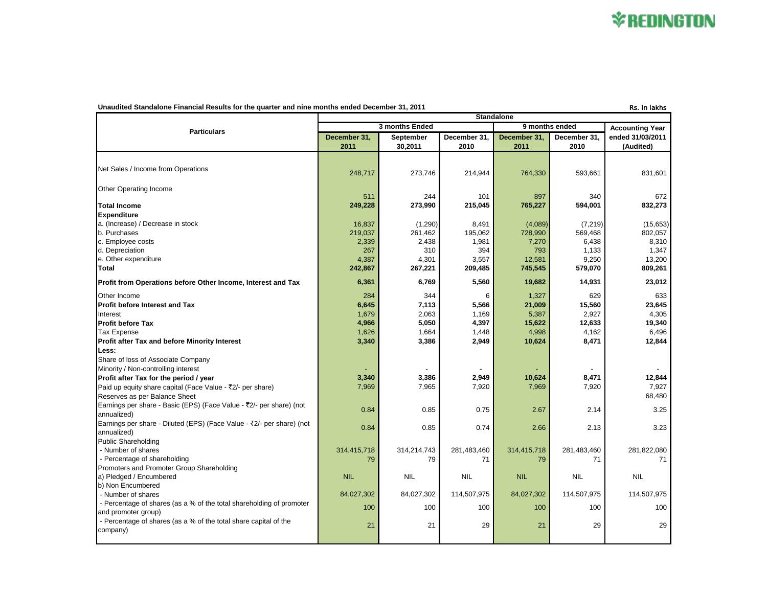**Unaudited Standalone Financial Results for the quarter and nine months ended December 31, 2011**

Rs. In lakhs

| Particulars | Standalone | | | | | |
|---|---|---|---|---|---|---|
| | 3 months Ended | | | 9 months ended | | Accounting Year |
| | December 31, 2011 | September 30,2011 | December 31, 2010 | December 31, 2011 | December 31, 2010 | ended 31/03/2011 (Audited) |
| Net Sales / Income from Operations | 248,717 | 273,746 | 214,944 | 764,330 | 593,661 | 831,601 |
| Other Operating Income | 511 | 244 | 101 | 897 | 340 | 672 |
| **Total Income** | **249,228** | **273,990** | **215,045** | **765,227** | **594,001** | **832,273** |
| **Expenditure** | | | | | | |
| a. (Increase) / Decrease in stock | 16,837 | (1,290) | 8,491 | (4,089) | (7,219) | (15,653) |
| b. Purchases | 219,037 | 261,462 | 195,062 | 728,990 | 569,468 | 802,057 |
| c. Employee costs | 2,339 | 2,438 | 1,981 | 7,270 | 6,438 | 8,310 |
| d. Depreciation | 267 | 310 | 394 | 793 | 1,133 | 1,347 |
| e. Other expenditure | 4,387 | 4,301 | 3,557 | 12,581 | 9,250 | 13,200 |
| **Total** | **242,867** | **267,221** | **209,485** | **745,545** | **579,070** | **809,261** |
| **Profit from Operations before Other Income, Interest and Tax** | **6,361** | **6,769** | **5,560** | **19,682** | **14,931** | **23,012** |
| Other Income | 284 | 344 | 6 | 1,327 | 629 | 633 |
| **Profit before Interest and Tax** | **6,645** | **7,113** | **5,566** | **21,009** | **15,560** | **23,645** |
| Interest | 1,679 | 2,063 | 1,169 | 5,387 | 2,927 | 4,305 |
| **Profit before Tax** | **4,966** | **5,050** | **4,397** | **15,622** | **12,633** | **19,340** |
| Tax Expense | 1,626 | 1,664 | 1,448 | 4,998 | 4,162 | 6,496 |
| **Profit after Tax and before Minority Interest** | **3,340** | **3,386** | **2,949** | **10,624** | **8,471** | **12,844** |
| **Less:** | | | | | | |
| Share of loss of Associate Company | | | | | | |
| Minority / Non-controlling interest | - | - | - | - | - | - |
| **Profit after Tax for the period / year** | **3,340** | **3,386** | **2,949** | **10,624** | **8,471** | **12,844** |
| Paid up equity share capital (Face Value - ₹2/- per share) | 7,969 | 7,965 | 7,920 | 7,969 | 7,920 | 7,927 |
| Reserves as per Balance Sheet | | | | | | 68,480 |
| Earnings per share - Basic (EPS) (Face Value - ₹2/- per share) (not annualized) | 0.84 | 0.85 | 0.75 | 2.67 | 2.14 | 3.25 |
| Earnings per share - Diluted (EPS) (Face Value - ₹2/- per share) (not annualized) | 0.84 | 0.85 | 0.74 | 2.66 | 2.13 | 3.23 |
| Public Shareholding | | | | | | |
| - Number of shares | 314,415,718 | 314,214,743 | 281,483,460 | 314,415,718 | 281,483,460 | 281,822,080 |
| - Percentage of shareholding | 79 | 79 | 71 | 79 | 71 | 71 |
| Promoters and Promoter Group Shareholding | | | | | | |
| a) Pledged / Encumbered | NIL | NIL | NIL | NIL | NIL | NIL |
| b) Non Encumbered | | | | | | |
| - Number of shares | 84,027,302 | 84,027,302 | 114,507,975 | 84,027,302 | 114,507,975 | 114,507,975 |
| - Percentage of shares (as a % of the total shareholding of promoter and promoter group) | 100 | 100 | 100 | 100 | 100 | 100 |
| - Percentage of shares (as a % of the total share capital of the company) | 21 | 21 | 29 | 21 | 29 | 29 |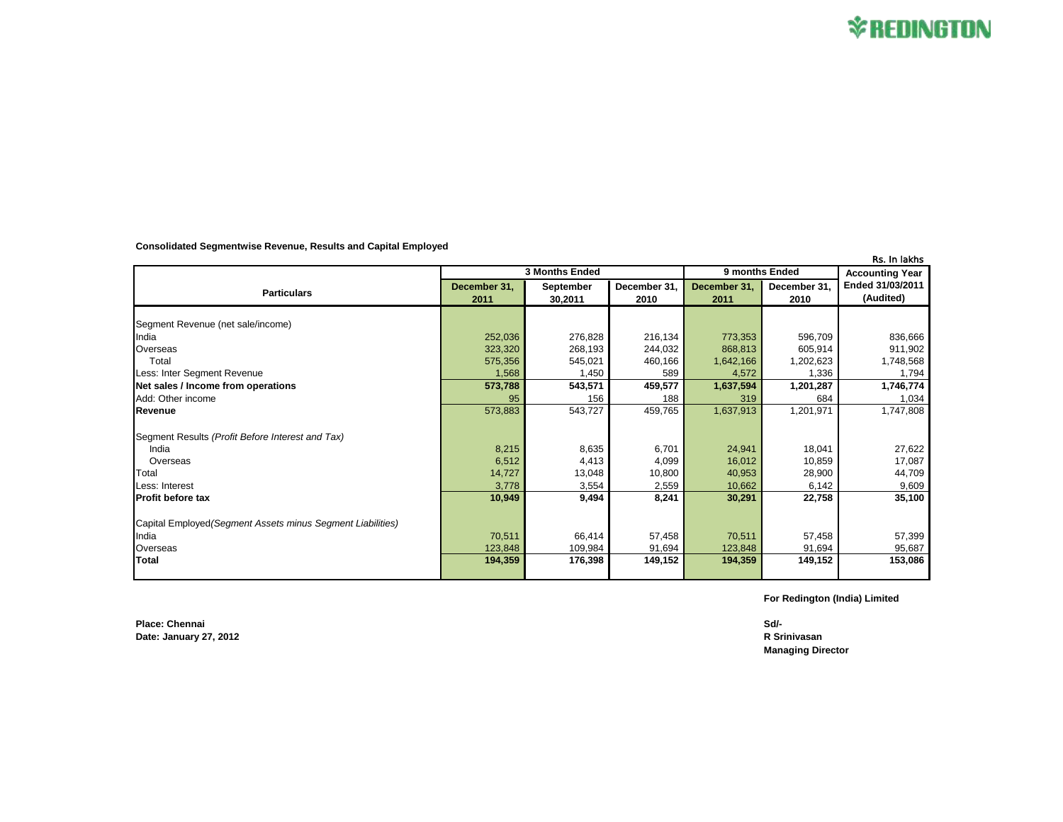REDINGTON

**Consolidated Segmentwise Revenue, Results and Capital Employed**

Rs. In lakhs

| Particulars | 3 Months Ended | | | 9 months Ended | | Accounting Year |
|---|---|---|---|---|---|---|
| | December 31, 2011 | September 30,2011 | December 31, 2010 | December 31, 2011 | December 31, 2010 | Ended 31/03/2011 (Audited) |
| Segment Revenue (net sale/income) | | | | | | |
| India | 252,036 | 276,828 | 216,134 | 773,353 | 596,709 | 836,666 |
| Overseas | 323,320 | 268,193 | 244,032 | 868,813 | 605,914 | 911,902 |
| Total | 575,356 | 545,021 | 460,166 | 1,642,166 | 1,202,623 | 1,748,568 |
| Less: Inter Segment Revenue | 1,568 | 1,450 | 589 | 4,572 | 1,336 | 1,794 |
| **Net sales / Income from operations** | **573,788** | **543,571** | **459,577** | **1,637,594** | **1,201,287** | **1,746,774** |
| Add: Other income | 95 | 156 | 188 | 319 | 684 | 1,034 |
| **Revenue** | 573,883 | 543,727 | 459,765 | 1,637,913 | 1,201,971 | 1,747,808 |
| Segment Results *(Profit Before Interest and Tax)* | | | | | | |
| India | 8,215 | 8,635 | 6,701 | 24,941 | 18,041 | 27,622 |
| Overseas | 6,512 | 4,413 | 4,099 | 16,012 | 10,859 | 17,087 |
| Total | 14,727 | 13,048 | 10,800 | 40,953 | 28,900 | 44,709 |
| Less: Interest | 3,778 | 3,554 | 2,559 | 10,662 | 6,142 | 9,609 |
| **Profit before tax** | **10,949** | **9,494** | **8,241** | **30,291** | **22,758** | **35,100** |
| Capital Employed*(Segment Assets minus Segment Liabilities)* | | | | | | |
| India | 70,511 | 66,414 | 57,458 | 70,511 | 57,458 | 57,399 |
| Overseas | 123,848 | 109,984 | 91,694 | 123,848 | 91,694 | 95,687 |
| **Total** | **194,359** | **176,398** | **149,152** | **194,359** | **149,152** | **153,086** |

**For Redington (India) Limited**

**Place: Chennai**
**Date: January 27, 2012**

**Sd/-**
**R Srinivasan**
**Managing Director**